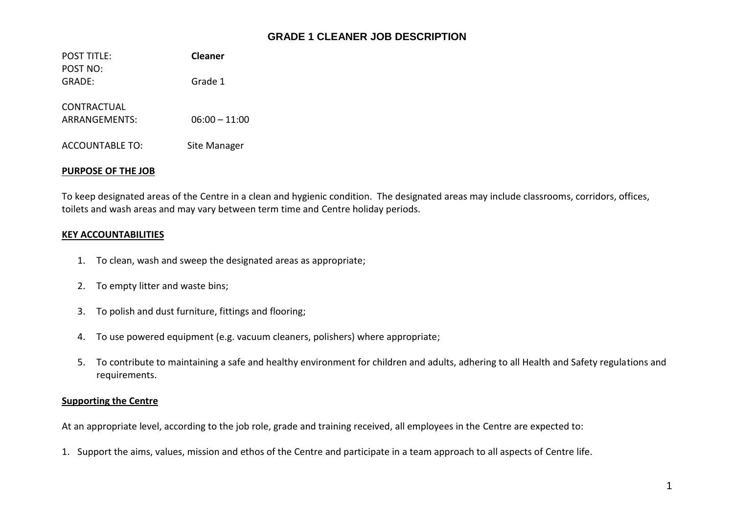# GRADE 1 CLEANER JOB DESCRIPTION

| | |
|---|---|
| POST TITLE: | **Cleaner** |
| POST NO: | |
| GRADE: | Grade 1 |
| CONTRACTUAL ARRANGEMENTS: | 06:00 – 11:00 |
| ACCOUNTABLE TO: | Site Manager |

## PURPOSE OF THE JOB

To keep designated areas of the Centre in a clean and hygienic condition. The designated areas may include classrooms, corridors, offices, toilets and wash areas and may vary between term time and Centre holiday periods.

## KEY ACCOUNTABILITIES

1. To clean, wash and sweep the designated areas as appropriate;
2. To empty litter and waste bins;
3. To polish and dust furniture, fittings and flooring;
4. To use powered equipment (e.g. vacuum cleaners, polishers) where appropriate;
5. To contribute to maintaining a safe and healthy environment for children and adults, adhering to all Health and Safety regulations and requirements.

## Supporting the Centre

At an appropriate level, according to the job role, grade and training received, all employees in the Centre are expected to:

1. Support the aims, values, mission and ethos of the Centre and participate in a team approach to all aspects of Centre life.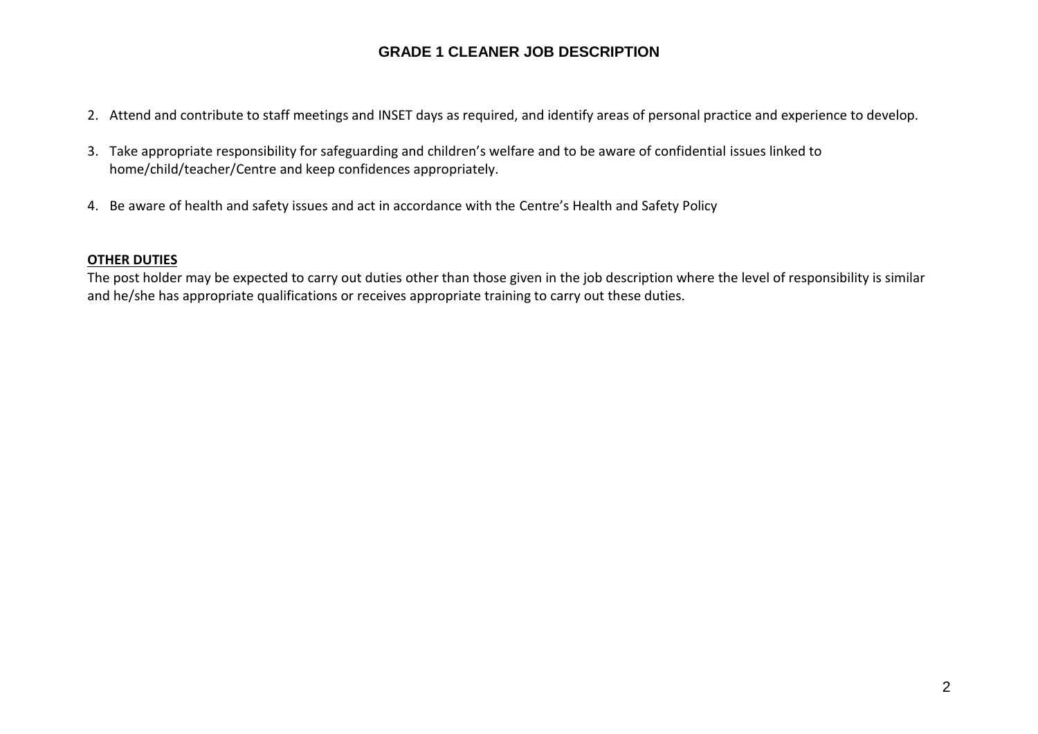# GRADE 1 CLEANER JOB DESCRIPTION

2. Attend and contribute to staff meetings and INSET days as required, and identify areas of personal practice and experience to develop.

3. Take appropriate responsibility for safeguarding and children's welfare and to be aware of confidential issues linked to home/child/teacher/Centre and keep confidences appropriately.

4. Be aware of health and safety issues and act in accordance with the Centre's Health and Safety Policy

**OTHER DUTIES**

The post holder may be expected to carry out duties other than those given in the job description where the level of responsibility is similar and he/she has appropriate qualifications or receives appropriate training to carry out these duties.